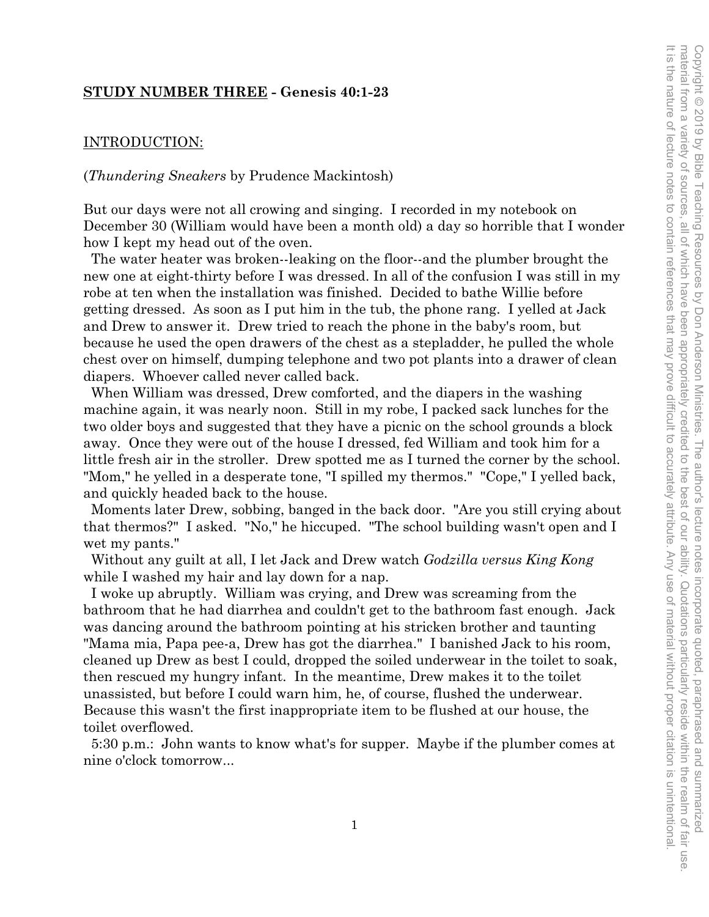**<u>STUDY NUMBER THREE</u> - Genesis 40:1-23**

<u>INTRODUCTION:</u>

(*Thundering Sneakers* by Prudence Mackintosh)

But our days were not all crowing and singing. I recorded in my notebook on December 30 (William would have been a month old) a day so horrible that I wonder how I kept my head out of the oven.

The water heater was broken--leaking on the floor--and the plumber brought the new one at eight-thirty before I was dressed. In all of the confusion I was still in my robe at ten when the installation was finished. Decided to bathe Willie before getting dressed. As soon as I put him in the tub, the phone rang. I yelled at Jack and Drew to answer it. Drew tried to reach the phone in the baby's room, but because he used the open drawers of the chest as a stepladder, he pulled the whole chest over on himself, dumping telephone and two pot plants into a drawer of clean diapers. Whoever called never called back.

When William was dressed, Drew comforted, and the diapers in the washing machine again, it was nearly noon. Still in my robe, I packed sack lunches for the two older boys and suggested that they have a picnic on the school grounds a block away. Once they were out of the house I dressed, fed William and took him for a little fresh air in the stroller. Drew spotted me as I turned the corner by the school. "Mom," he yelled in a desperate tone, "I spilled my thermos." "Cope," I yelled back, and quickly headed back to the house.

Moments later Drew, sobbing, banged in the back door. "Are you still crying about that thermos?" I asked. "No," he hiccuped. "The school building wasn't open and I wet my pants."

Without any guilt at all, I let Jack and Drew watch *Godzilla versus King Kong* while I washed my hair and lay down for a nap.

I woke up abruptly. William was crying, and Drew was screaming from the bathroom that he had diarrhea and couldn't get to the bathroom fast enough. Jack was dancing around the bathroom pointing at his stricken brother and taunting "Mama mia, Papa pee-a, Drew has got the diarrhea." I banished Jack to his room, cleaned up Drew as best I could, dropped the soiled underwear in the toilet to soak, then rescued my hungry infant. In the meantime, Drew makes it to the toilet unassisted, but before I could warn him, he, of course, flushed the underwear. Because this wasn't the first inappropriate item to be flushed at our house, the toilet overflowed.

5:30 p.m.: John wants to know what's for supper. Maybe if the plumber comes at nine o'clock tomorrow...

Copyright © 2019 by Bible Teaching Resources by Don Anderson Ministries. The author's lecture notes incorporate quoted, paraphrased and summarized material from a variety of sources, all of which have been appropriately credited to the best of our ability. Quotations particularly reside within the realm of fair use. It is the nature of lecture notes to contain references that may prove difficult to accurately attribute. Any use of material without proper citation is unintentional.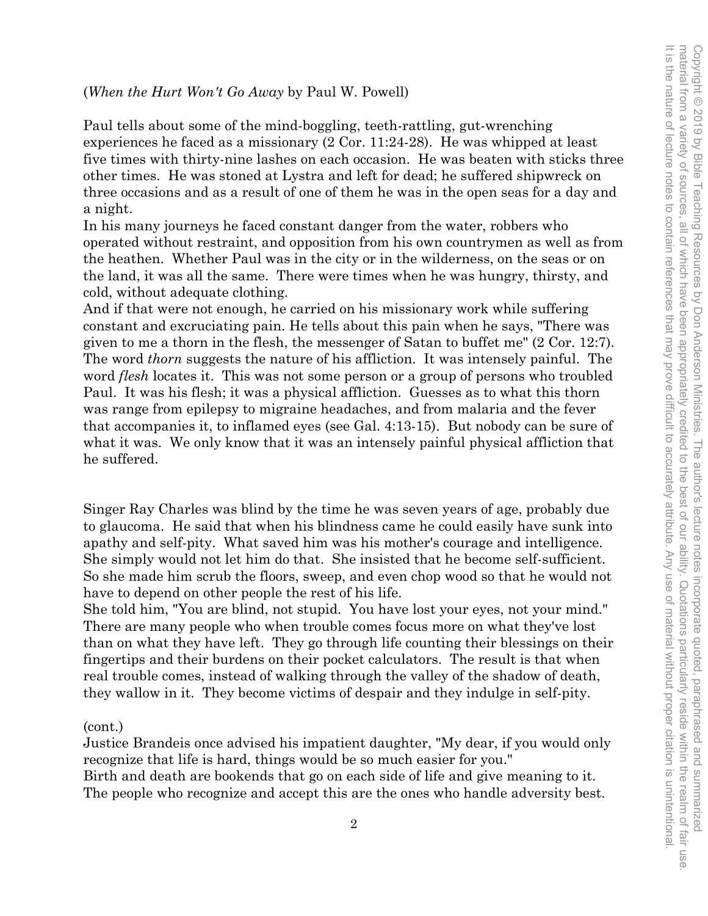(*When the Hurt Won't Go Away* by Paul W. Powell)

Paul tells about some of the mind-boggling, teeth-rattling, gut-wrenching experiences he faced as a missionary (2 Cor. 11:24-28). He was whipped at least five times with thirty-nine lashes on each occasion. He was beaten with sticks three other times. He was stoned at Lystra and left for dead; he suffered shipwreck on three occasions and as a result of one of them he was in the open seas for a day and a night.

In his many journeys he faced constant danger from the water, robbers who operated without restraint, and opposition from his own countrymen as well as from the heathen. Whether Paul was in the city or in the wilderness, on the seas or on the land, it was all the same. There were times when he was hungry, thirsty, and cold, without adequate clothing.

And if that were not enough, he carried on his missionary work while suffering constant and excruciating pain. He tells about this pain when he says, "There was given to me a thorn in the flesh, the messenger of Satan to buffet me" (2 Cor. 12:7). The word *thorn* suggests the nature of his affliction. It was intensely painful. The word *flesh* locates it. This was not some person or a group of persons who troubled Paul. It was his flesh; it was a physical affliction. Guesses as to what this thorn was range from epilepsy to migraine headaches, and from malaria and the fever that accompanies it, to inflamed eyes (see Gal. 4:13-15). But nobody can be sure of what it was. We only know that it was an intensely painful physical affliction that he suffered.

Singer Ray Charles was blind by the time he was seven years of age, probably due to glaucoma. He said that when his blindness came he could easily have sunk into apathy and self-pity. What saved him was his mother's courage and intelligence. She simply would not let him do that. She insisted that he become self-sufficient. So she made him scrub the floors, sweep, and even chop wood so that he would not have to depend on other people the rest of his life.

She told him, "You are blind, not stupid. You have lost your eyes, not your mind." There are many people who when trouble comes focus more on what they've lost than on what they have left. They go through life counting their blessings on their fingertips and their burdens on their pocket calculators. The result is that when real trouble comes, instead of walking through the valley of the shadow of death, they wallow in it. They become victims of despair and they indulge in self-pity.

(cont.)

Justice Brandeis once advised his impatient daughter, "My dear, if you would only recognize that life is hard, things would be so much easier for you."

Birth and death are bookends that go on each side of life and give meaning to it. The people who recognize and accept this are the ones who handle adversity best.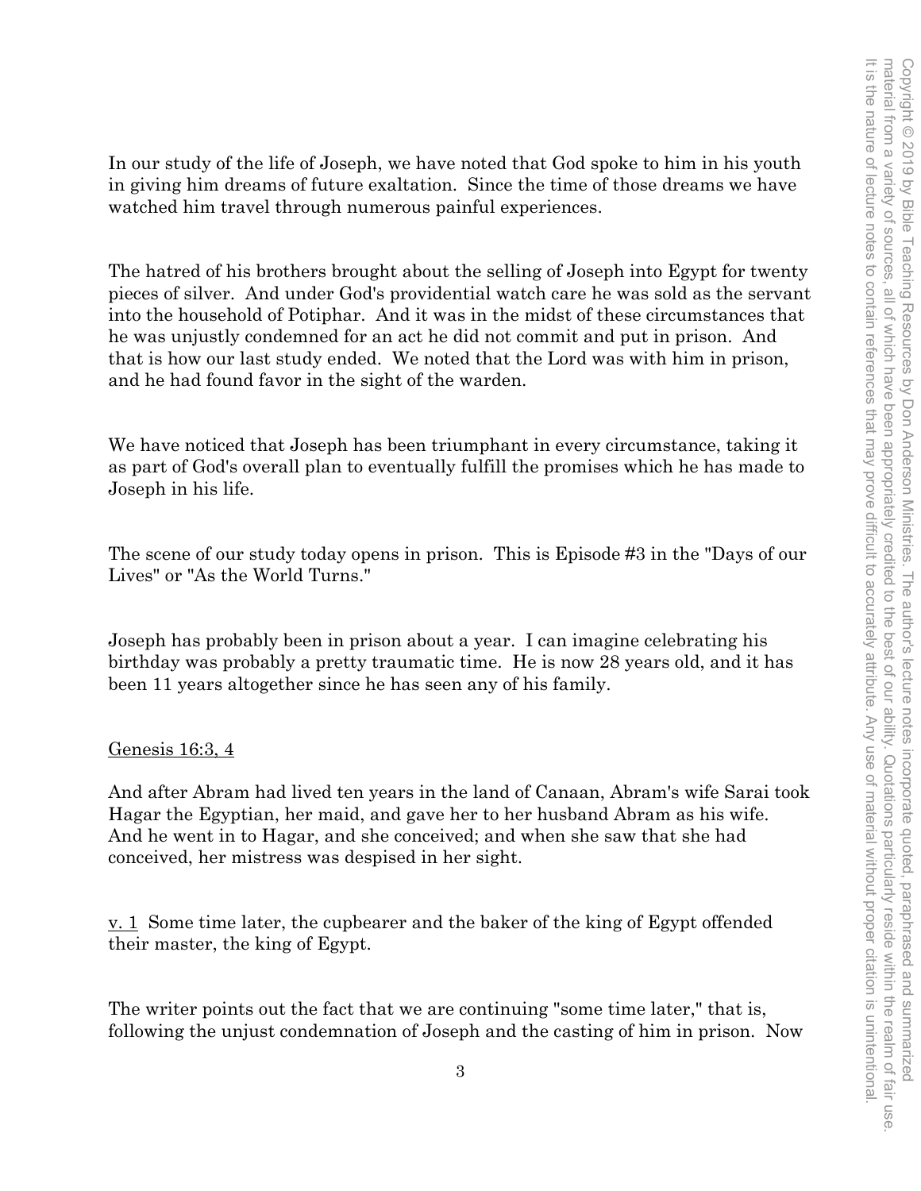In our study of the life of Joseph, we have noted that God spoke to him in his youth in giving him dreams of future exaltation. Since the time of those dreams we have watched him travel through numerous painful experiences.

The hatred of his brothers brought about the selling of Joseph into Egypt for twenty pieces of silver. And under God's providential watch care he was sold as the servant into the household of Potiphar. And it was in the midst of these circumstances that he was unjustly condemned for an act he did not commit and put in prison. And that is how our last study ended. We noted that the Lord was with him in prison, and he had found favor in the sight of the warden.

We have noticed that Joseph has been triumphant in every circumstance, taking it as part of God's overall plan to eventually fulfill the promises which he has made to Joseph in his life.

The scene of our study today opens in prison. This is Episode #3 in the "Days of our Lives" or "As the World Turns."

Joseph has probably been in prison about a year. I can imagine celebrating his birthday was probably a pretty traumatic time. He is now 28 years old, and it has been 11 years altogether since he has seen any of his family.

<u>Genesis 16:3, 4</u>

And after Abram had lived ten years in the land of Canaan, Abram's wife Sarai took Hagar the Egyptian, her maid, and gave her to her husband Abram as his wife. And he went in to Hagar, and she conceived; and when she saw that she had conceived, her mistress was despised in her sight.

<u>v. 1</u> Some time later, the cupbearer and the baker of the king of Egypt offended their master, the king of Egypt.

The writer points out the fact that we are continuing "some time later," that is, following the unjust condemnation of Joseph and the casting of him in prison. Now

Copyright © 2019 by Bible Teaching Resources by Don Anderson Ministries. The author's lecture notes incorporate quoted, paraphrased and summarized material from a variety of sources, all of which have been appropriately credited to the best of our ability. Quotations particularly reside within the realm of fair use. It is the nature of lecture notes to contain references that may prove difficult to accurately attribute. Any use of material without proper citation is unintentional.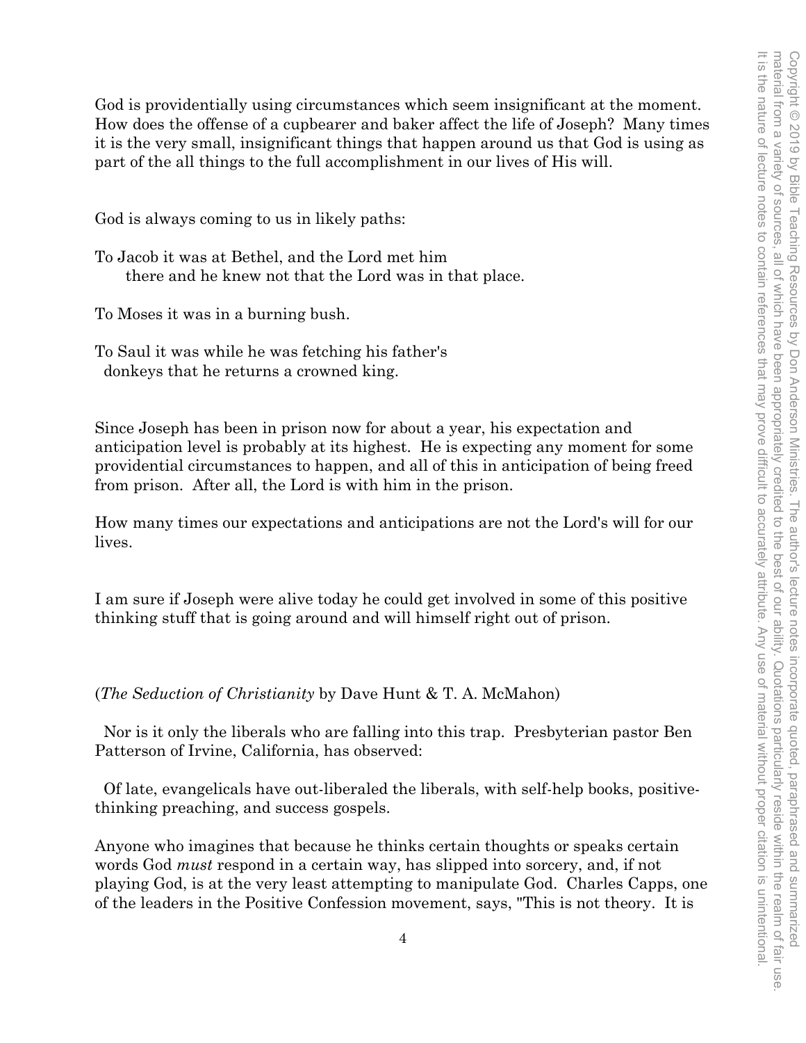God is providentially using circumstances which seem insignificant at the moment. How does the offense of a cupbearer and baker affect the life of Joseph? Many times it is the very small, insignificant things that happen around us that God is using as part of the all things to the full accomplishment in our lives of His will.

God is always coming to us in likely paths:

To Jacob it was at Bethel, and the Lord met him
there and he knew not that the Lord was in that place.

To Moses it was in a burning bush.

To Saul it was while he was fetching his father's
donkeys that he returns a crowned king.

Since Joseph has been in prison now for about a year, his expectation and anticipation level is probably at its highest. He is expecting any moment for some providential circumstances to happen, and all of this in anticipation of being freed from prison. After all, the Lord is with him in the prison.

How many times our expectations and anticipations are not the Lord's will for our lives.

I am sure if Joseph were alive today he could get involved in some of this positive thinking stuff that is going around and will himself right out of prison.

(*The Seduction of Christianity* by Dave Hunt & T. A. McMahon)

Nor is it only the liberals who are falling into this trap. Presbyterian pastor Ben Patterson of Irvine, California, has observed:

Of late, evangelicals have out-liberaled the liberals, with self-help books, positive-thinking preaching, and success gospels.

Anyone who imagines that because he thinks certain thoughts or speaks certain words God *must* respond in a certain way, has slipped into sorcery, and, if not playing God, is at the very least attempting to manipulate God. Charles Capps, one of the leaders in the Positive Confession movement, says, "This is not theory. It is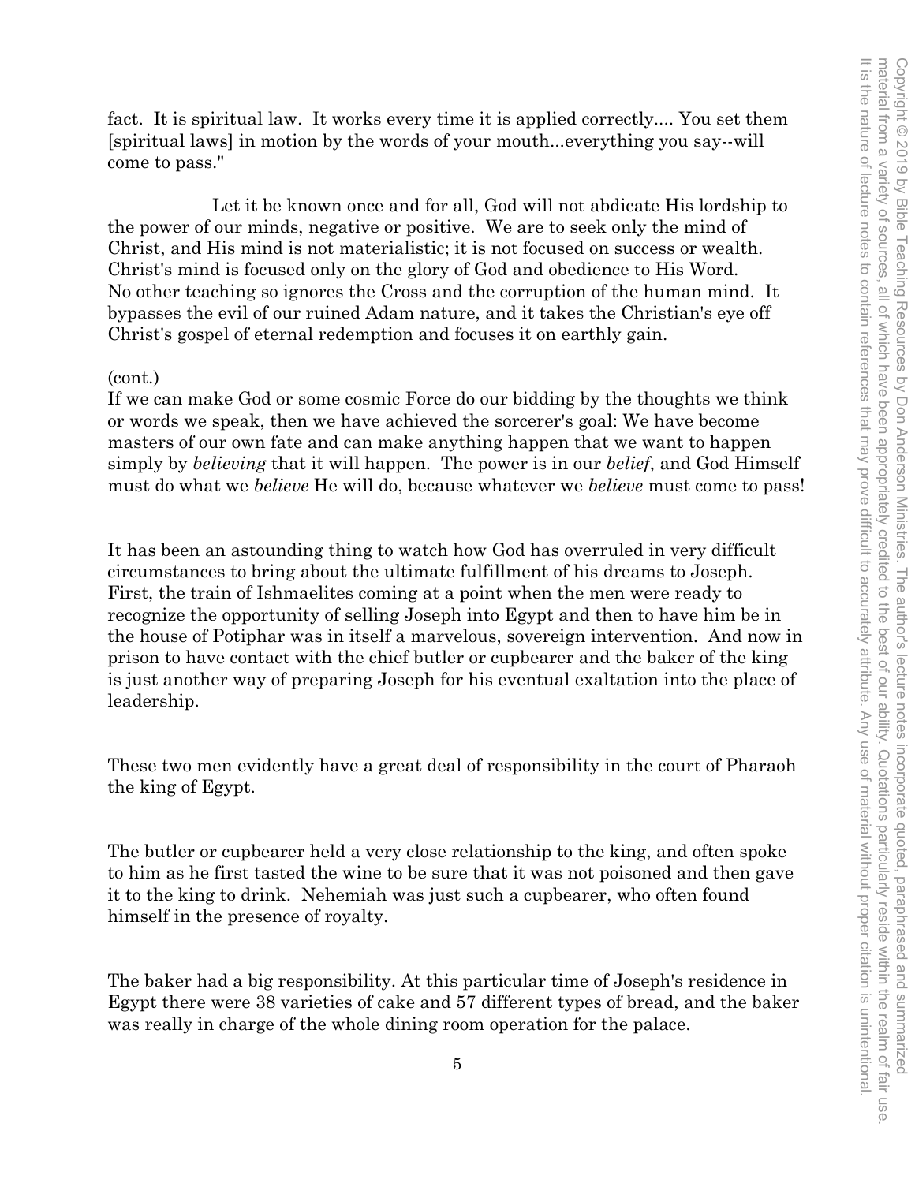fact. It is spiritual law. It works every time it is applied correctly.... You set them [spiritual laws] in motion by the words of your mouth...everything you say--will come to pass."

Let it be known once and for all, God will not abdicate His lordship to the power of our minds, negative or positive. We are to seek only the mind of Christ, and His mind is not materialistic; it is not focused on success or wealth. Christ's mind is focused only on the glory of God and obedience to His Word. No other teaching so ignores the Cross and the corruption of the human mind. It bypasses the evil of our ruined Adam nature, and it takes the Christian's eye off Christ's gospel of eternal redemption and focuses it on earthly gain.

(cont.)
If we can make God or some cosmic Force do our bidding by the thoughts we think or words we speak, then we have achieved the sorcerer's goal: We have become masters of our own fate and can make anything happen that we want to happen simply by *believing* that it will happen. The power is in our *belief*, and God Himself must do what we *believe* He will do, because whatever we *believe* must come to pass!

It has been an astounding thing to watch how God has overruled in very difficult circumstances to bring about the ultimate fulfillment of his dreams to Joseph. First, the train of Ishmaelites coming at a point when the men were ready to recognize the opportunity of selling Joseph into Egypt and then to have him be in the house of Potiphar was in itself a marvelous, sovereign intervention. And now in prison to have contact with the chief butler or cupbearer and the baker of the king is just another way of preparing Joseph for his eventual exaltation into the place of leadership.

These two men evidently have a great deal of responsibility in the court of Pharaoh the king of Egypt.

The butler or cupbearer held a very close relationship to the king, and often spoke to him as he first tasted the wine to be sure that it was not poisoned and then gave it to the king to drink. Nehemiah was just such a cupbearer, who often found himself in the presence of royalty.

The baker had a big responsibility. At this particular time of Joseph's residence in Egypt there were 38 varieties of cake and 57 different types of bread, and the baker was really in charge of the whole dining room operation for the palace.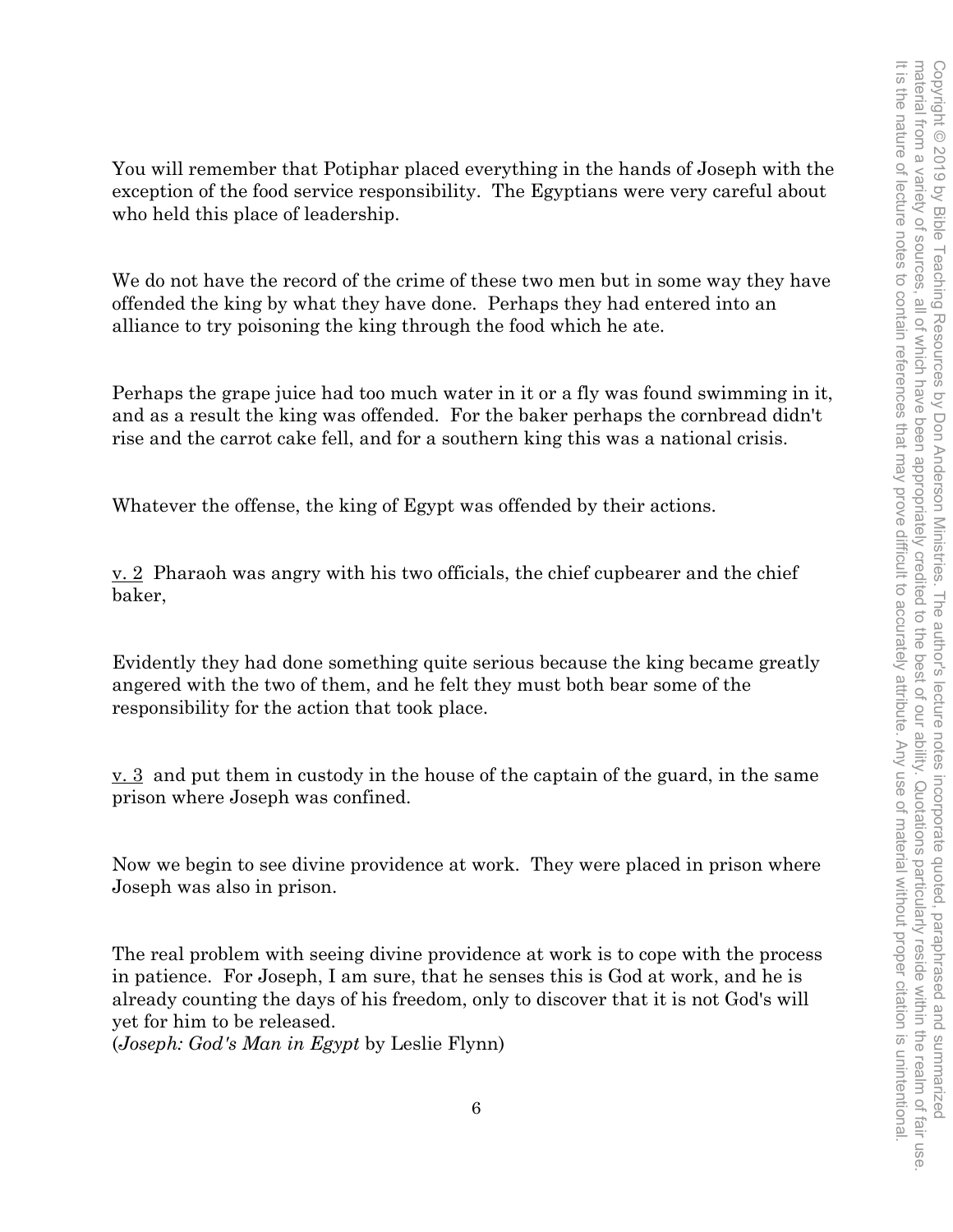You will remember that Potiphar placed everything in the hands of Joseph with the exception of the food service responsibility. The Egyptians were very careful about who held this place of leadership.

We do not have the record of the crime of these two men but in some way they have offended the king by what they have done. Perhaps they had entered into an alliance to try poisoning the king through the food which he ate.

Perhaps the grape juice had too much water in it or a fly was found swimming in it, and as a result the king was offended. For the baker perhaps the cornbread didn't rise and the carrot cake fell, and for a southern king this was a national crisis.

Whatever the offense, the king of Egypt was offended by their actions.

v. 2 Pharaoh was angry with his two officials, the chief cupbearer and the chief baker,

Evidently they had done something quite serious because the king became greatly angered with the two of them, and he felt they must both bear some of the responsibility for the action that took place.

v. 3 and put them in custody in the house of the captain of the guard, in the same prison where Joseph was confined.

Now we begin to see divine providence at work. They were placed in prison where Joseph was also in prison.

The real problem with seeing divine providence at work is to cope with the process in patience. For Joseph, I am sure, that he senses this is God at work, and he is already counting the days of his freedom, only to discover that it is not God's will yet for him to be released.
(*Joseph: God's Man in Egypt* by Leslie Flynn)

Copyright © 2019 by Bible Teaching Resources by Don Anderson Ministries. The author's lecture notes incorporate quoted, paraphrased and summarized material from a variety of sources, all of which have been appropriately credited to the best of our ability. Quotations particularly reside within the realm of fair use. It is the nature of lecture notes to contain references that may prove difficult to accurately attribute. Any use of material without proper citation is unintentional.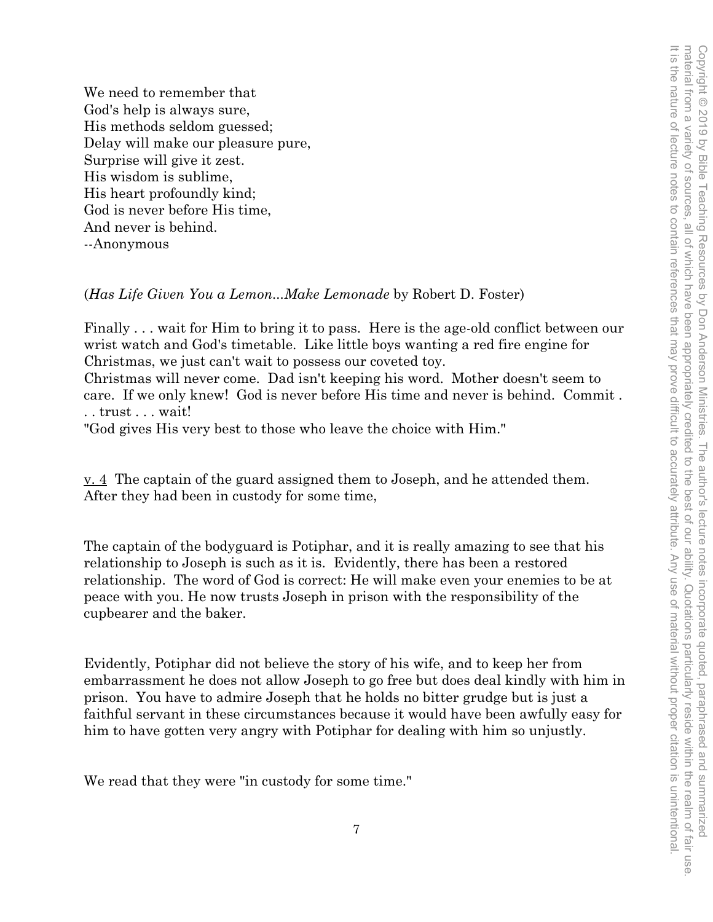We need to remember that
God's help is always sure,
His methods seldom guessed;
Delay will make our pleasure pure,
Surprise will give it zest.
His wisdom is sublime,
His heart profoundly kind;
God is never before His time,
And never is behind.
--Anonymous

(*Has Life Given You a Lemon...Make Lemonade* by Robert D. Foster)

Finally . . . wait for Him to bring it to pass. Here is the age-old conflict between our wrist watch and God's timetable. Like little boys wanting a red fire engine for Christmas, we just can't wait to possess our coveted toy.
Christmas will never come. Dad isn't keeping his word. Mother doesn't seem to care. If we only knew! God is never before His time and never is behind. Commit . . . trust . . . wait!
"God gives His very best to those who leave the choice with Him."

<u>v. 4</u> The captain of the guard assigned them to Joseph, and he attended them. After they had been in custody for some time,

The captain of the bodyguard is Potiphar, and it is really amazing to see that his relationship to Joseph is such as it is. Evidently, there has been a restored relationship. The word of God is correct: He will make even your enemies to be at peace with you. He now trusts Joseph in prison with the responsibility of the cupbearer and the baker.

Evidently, Potiphar did not believe the story of his wife, and to keep her from embarrassment he does not allow Joseph to go free but does deal kindly with him in prison. You have to admire Joseph that he holds no bitter grudge but is just a faithful servant in these circumstances because it would have been awfully easy for him to have gotten very angry with Potiphar for dealing with him so unjustly.

We read that they were "in custody for some time."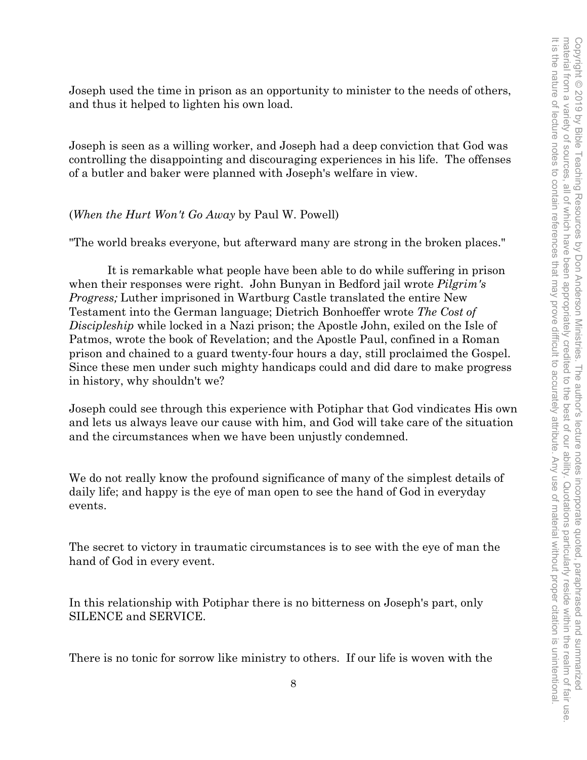Joseph used the time in prison as an opportunity to minister to the needs of others, and thus it helped to lighten his own load.

Joseph is seen as a willing worker, and Joseph had a deep conviction that God was controlling the disappointing and discouraging experiences in his life. The offenses of a butler and baker were planned with Joseph's welfare in view.

(*When the Hurt Won't Go Away* by Paul W. Powell)

"The world breaks everyone, but afterward many are strong in the broken places."

It is remarkable what people have been able to do while suffering in prison when their responses were right. John Bunyan in Bedford jail wrote *Pilgrim's Progress;* Luther imprisoned in Wartburg Castle translated the entire New Testament into the German language; Dietrich Bonhoeffer wrote *The Cost of Discipleship* while locked in a Nazi prison; the Apostle John, exiled on the Isle of Patmos, wrote the book of Revelation; and the Apostle Paul, confined in a Roman prison and chained to a guard twenty-four hours a day, still proclaimed the Gospel. Since these men under such mighty handicaps could and did dare to make progress in history, why shouldn't we?

Joseph could see through this experience with Potiphar that God vindicates His own and lets us always leave our cause with him, and God will take care of the situation and the circumstances when we have been unjustly condemned.

We do not really know the profound significance of many of the simplest details of daily life; and happy is the eye of man open to see the hand of God in everyday events.

The secret to victory in traumatic circumstances is to see with the eye of man the hand of God in every event.

In this relationship with Potiphar there is no bitterness on Joseph's part, only SILENCE and SERVICE.

There is no tonic for sorrow like ministry to others. If our life is woven with the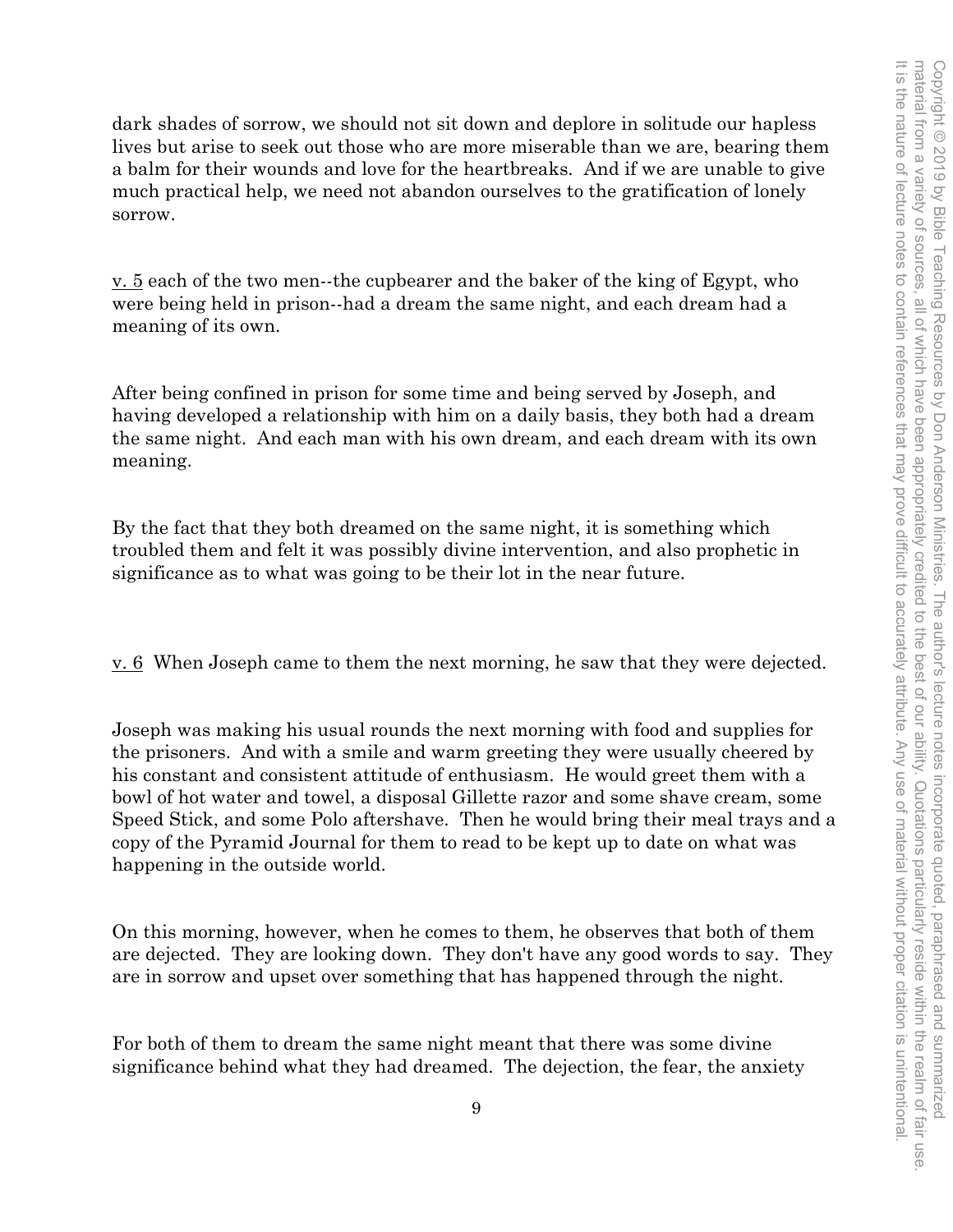dark shades of sorrow, we should not sit down and deplore in solitude our hapless lives but arise to seek out those who are more miserable than we are, bearing them a balm for their wounds and love for the heartbreaks. And if we are unable to give much practical help, we need not abandon ourselves to the gratification of lonely sorrow.

v. 5 each of the two men--the cupbearer and the baker of the king of Egypt, who were being held in prison--had a dream the same night, and each dream had a meaning of its own.

After being confined in prison for some time and being served by Joseph, and having developed a relationship with him on a daily basis, they both had a dream the same night. And each man with his own dream, and each dream with its own meaning.

By the fact that they both dreamed on the same night, it is something which troubled them and felt it was possibly divine intervention, and also prophetic in significance as to what was going to be their lot in the near future.

v. 6 When Joseph came to them the next morning, he saw that they were dejected.

Joseph was making his usual rounds the next morning with food and supplies for the prisoners. And with a smile and warm greeting they were usually cheered by his constant and consistent attitude of enthusiasm. He would greet them with a bowl of hot water and towel, a disposal Gillette razor and some shave cream, some Speed Stick, and some Polo aftershave. Then he would bring their meal trays and a copy of the Pyramid Journal for them to read to be kept up to date on what was happening in the outside world.

On this morning, however, when he comes to them, he observes that both of them are dejected. They are looking down. They don't have any good words to say. They are in sorrow and upset over something that has happened through the night.

For both of them to dream the same night meant that there was some divine significance behind what they had dreamed. The dejection, the fear, the anxiety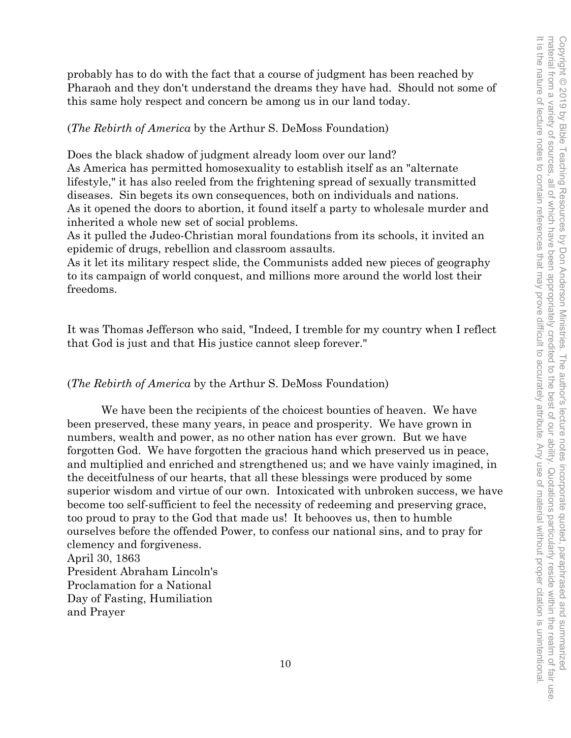probably has to do with the fact that a course of judgment has been reached by Pharaoh and they don't understand the dreams they have had. Should not some of this same holy respect and concern be among us in our land today.

(*The Rebirth of America* by the Arthur S. DeMoss Foundation)

Does the black shadow of judgment already loom over our land?
As America has permitted homosexuality to establish itself as an "alternate lifestyle," it has also reeled from the frightening spread of sexually transmitted diseases. Sin begets its own consequences, both on individuals and nations.
As it opened the doors to abortion, it found itself a party to wholesale murder and inherited a whole new set of social problems.
As it pulled the Judeo-Christian moral foundations from its schools, it invited an epidemic of drugs, rebellion and classroom assaults.
As it let its military respect slide, the Communists added new pieces of geography to its campaign of world conquest, and millions more around the world lost their freedoms.

It was Thomas Jefferson who said, "Indeed, I tremble for my country when I reflect that God is just and that His justice cannot sleep forever."

(*The Rebirth of America* by the Arthur S. DeMoss Foundation)

We have been the recipients of the choicest bounties of heaven. We have been preserved, these many years, in peace and prosperity. We have grown in numbers, wealth and power, as no other nation has ever grown. But we have forgotten God. We have forgotten the gracious hand which preserved us in peace, and multiplied and enriched and strengthened us; and we have vainly imagined, in the deceitfulness of our hearts, that all these blessings were produced by some superior wisdom and virtue of our own. Intoxicated with unbroken success, we have become too self-sufficient to feel the necessity of redeeming and preserving grace, too proud to pray to the God that made us! It behooves us, then to humble ourselves before the offended Power, to confess our national sins, and to pray for clemency and forgiveness.
April 30, 1863
President Abraham Lincoln's
Proclamation for a National
Day of Fasting, Humiliation
and Prayer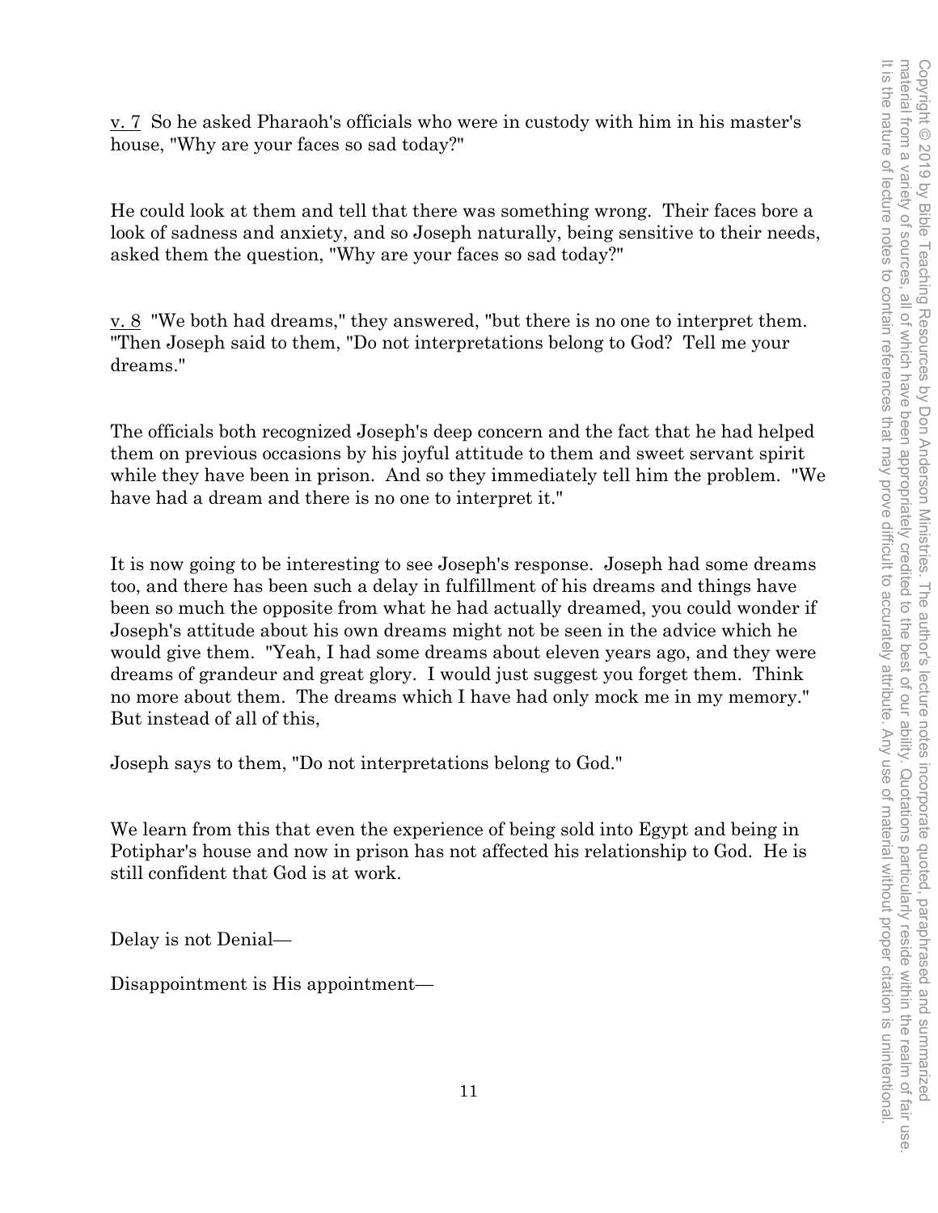v. 7 So he asked Pharaoh's officials who were in custody with him in his master's house, "Why are your faces so sad today?"

He could look at them and tell that there was something wrong. Their faces bore a look of sadness and anxiety, and so Joseph naturally, being sensitive to their needs, asked them the question, "Why are your faces so sad today?"

v. 8 "We both had dreams," they answered, "but there is no one to interpret them. "Then Joseph said to them, "Do not interpretations belong to God? Tell me your dreams."

The officials both recognized Joseph's deep concern and the fact that he had helped them on previous occasions by his joyful attitude to them and sweet servant spirit while they have been in prison. And so they immediately tell him the problem. "We have had a dream and there is no one to interpret it."

It is now going to be interesting to see Joseph's response. Joseph had some dreams too, and there has been such a delay in fulfillment of his dreams and things have been so much the opposite from what he had actually dreamed, you could wonder if Joseph's attitude about his own dreams might not be seen in the advice which he would give them. "Yeah, I had some dreams about eleven years ago, and they were dreams of grandeur and great glory. I would just suggest you forget them. Think no more about them. The dreams which I have had only mock me in my memory." But instead of all of this,

Joseph says to them, "Do not interpretations belong to God."

We learn from this that even the experience of being sold into Egypt and being in Potiphar's house and now in prison has not affected his relationship to God. He is still confident that God is at work.

Delay is not Denial—

Disappointment is His appointment—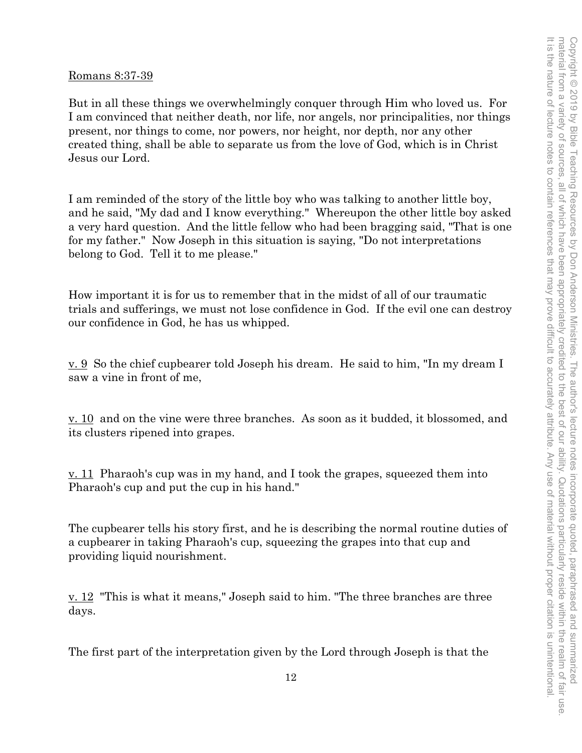Romans 8:37-39

But in all these things we overwhelmingly conquer through Him who loved us. For I am convinced that neither death, nor life, nor angels, nor principalities, nor things present, nor things to come, nor powers, nor height, nor depth, nor any other created thing, shall be able to separate us from the love of God, which is in Christ Jesus our Lord.

I am reminded of the story of the little boy who was talking to another little boy, and he said, "My dad and I know everything." Whereupon the other little boy asked a very hard question. And the little fellow who had been bragging said, "That is one for my father." Now Joseph in this situation is saying, "Do not interpretations belong to God. Tell it to me please."

How important it is for us to remember that in the midst of all of our traumatic trials and sufferings, we must not lose confidence in God. If the evil one can destroy our confidence in God, he has us whipped.

v. 9 So the chief cupbearer told Joseph his dream. He said to him, "In my dream I saw a vine in front of me,

v. 10 and on the vine were three branches. As soon as it budded, it blossomed, and its clusters ripened into grapes.

v. 11 Pharaoh's cup was in my hand, and I took the grapes, squeezed them into Pharaoh's cup and put the cup in his hand."

The cupbearer tells his story first, and he is describing the normal routine duties of a cupbearer in taking Pharaoh's cup, squeezing the grapes into that cup and providing liquid nourishment.

v. 12 "This is what it means," Joseph said to him. "The three branches are three days.

The first part of the interpretation given by the Lord through Joseph is that the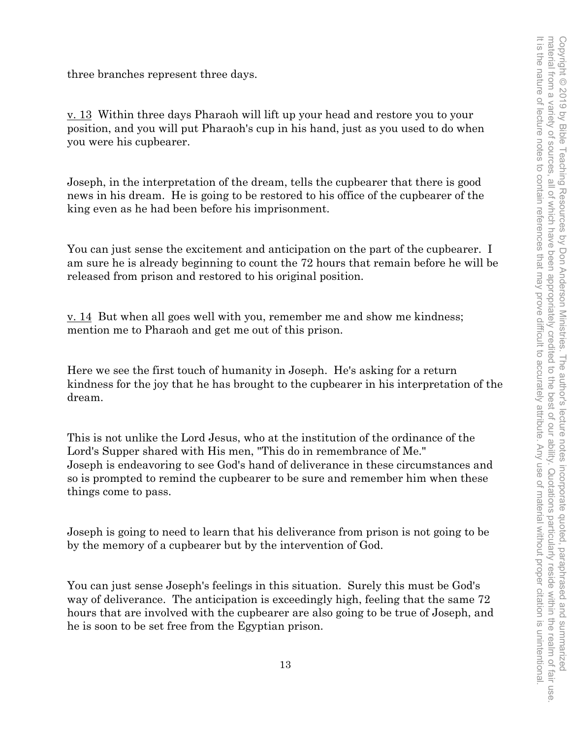three branches represent three days.

<u>v. 13</u> Within three days Pharaoh will lift up your head and restore you to your position, and you will put Pharaoh's cup in his hand, just as you used to do when you were his cupbearer.

Joseph, in the interpretation of the dream, tells the cupbearer that there is good news in his dream. He is going to be restored to his office of the cupbearer of the king even as he had been before his imprisonment.

You can just sense the excitement and anticipation on the part of the cupbearer. I am sure he is already beginning to count the 72 hours that remain before he will be released from prison and restored to his original position.

<u>v. 14</u> But when all goes well with you, remember me and show me kindness; mention me to Pharaoh and get me out of this prison.

Here we see the first touch of humanity in Joseph. He's asking for a return kindness for the joy that he has brought to the cupbearer in his interpretation of the dream.

This is not unlike the Lord Jesus, who at the institution of the ordinance of the Lord's Supper shared with His men, "This do in remembrance of Me." Joseph is endeavoring to see God's hand of deliverance in these circumstances and so is prompted to remind the cupbearer to be sure and remember him when these things come to pass.

Joseph is going to need to learn that his deliverance from prison is not going to be by the memory of a cupbearer but by the intervention of God.

You can just sense Joseph's feelings in this situation. Surely this must be God's way of deliverance. The anticipation is exceedingly high, feeling that the same 72 hours that are involved with the cupbearer are also going to be true of Joseph, and he is soon to be set free from the Egyptian prison.

Copyright © 2019 by Bible Teaching Resources by Don Anderson Ministries. The author's lecture notes incorporate quoted, paraphrased and summarized material from a variety of sources, all of which have been appropriately credited to the best of our ability. Quotations particularly reside within the realm of fair use. It is the nature of lecture notes to contain references that may prove difficult to accurately attribute. Any use of material without proper citation is unintentional.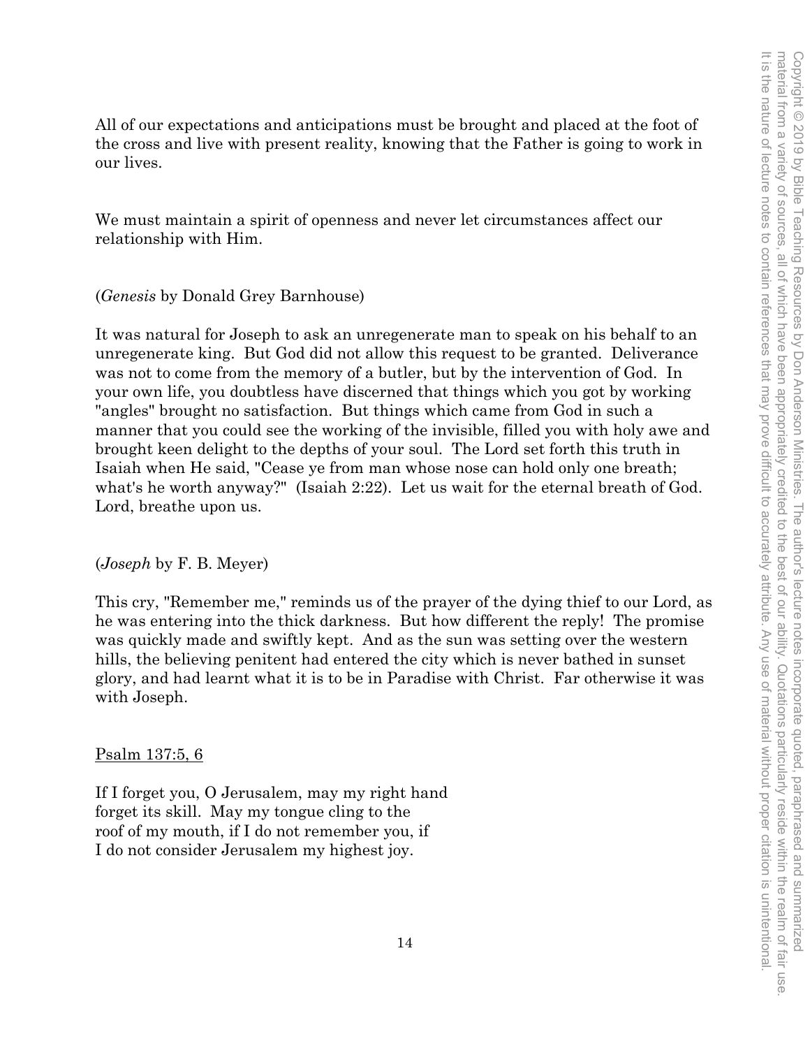All of our expectations and anticipations must be brought and placed at the foot of the cross and live with present reality, knowing that the Father is going to work in our lives.

We must maintain a spirit of openness and never let circumstances affect our relationship with Him.

(*Genesis* by Donald Grey Barnhouse)

It was natural for Joseph to ask an unregenerate man to speak on his behalf to an unregenerate king. But God did not allow this request to be granted. Deliverance was not to come from the memory of a butler, but by the intervention of God. In your own life, you doubtless have discerned that things which you got by working "angles" brought no satisfaction. But things which came from God in such a manner that you could see the working of the invisible, filled you with holy awe and brought keen delight to the depths of your soul. The Lord set forth this truth in Isaiah when He said, "Cease ye from man whose nose can hold only one breath; what's he worth anyway?" (Isaiah 2:22). Let us wait for the eternal breath of God. Lord, breathe upon us.

(*Joseph* by F. B. Meyer)

This cry, "Remember me," reminds us of the prayer of the dying thief to our Lord, as he was entering into the thick darkness. But how different the reply! The promise was quickly made and swiftly kept. And as the sun was setting over the western hills, the believing penitent had entered the city which is never bathed in sunset glory, and had learnt what it is to be in Paradise with Christ. Far otherwise it was with Joseph.

<u>Psalm 137:5, 6</u>

If I forget you, O Jerusalem, may my right hand forget its skill. May my tongue cling to the roof of my mouth, if I do not remember you, if I do not consider Jerusalem my highest joy.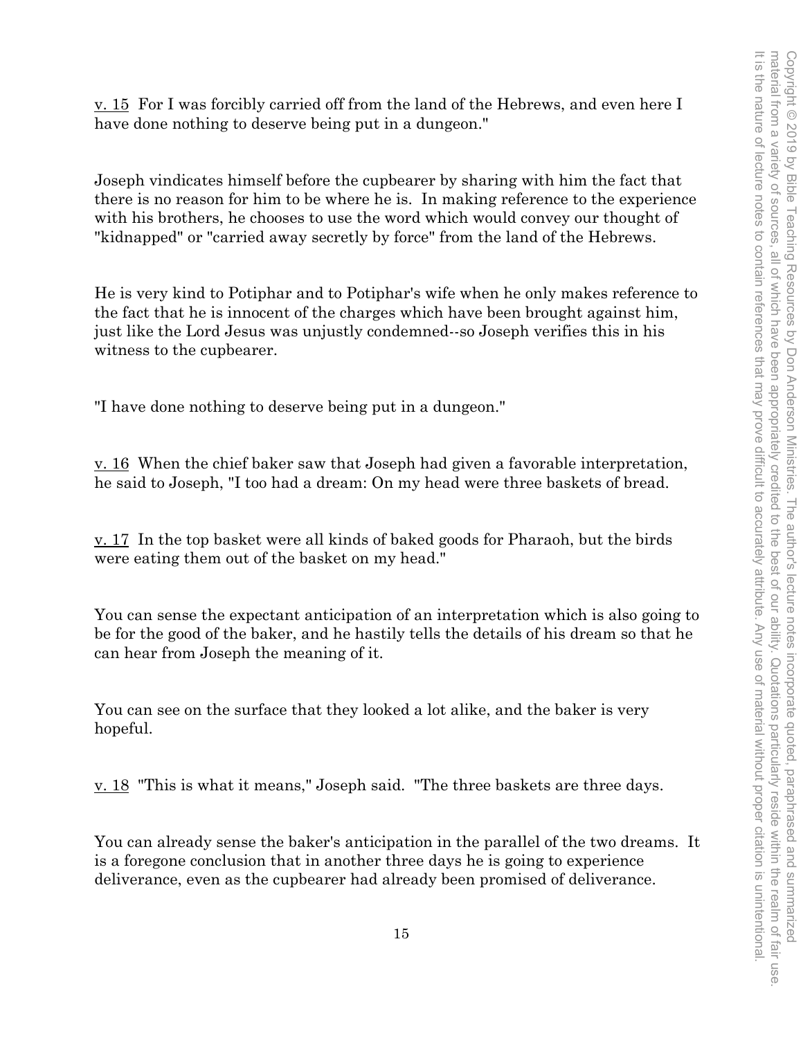v. 15 For I was forcibly carried off from the land of the Hebrews, and even here I have done nothing to deserve being put in a dungeon."

Joseph vindicates himself before the cupbearer by sharing with him the fact that there is no reason for him to be where he is. In making reference to the experience with his brothers, he chooses to use the word which would convey our thought of "kidnapped" or "carried away secretly by force" from the land of the Hebrews.

He is very kind to Potiphar and to Potiphar's wife when he only makes reference to the fact that he is innocent of the charges which have been brought against him, just like the Lord Jesus was unjustly condemned--so Joseph verifies this in his witness to the cupbearer.

"I have done nothing to deserve being put in a dungeon."

v. 16 When the chief baker saw that Joseph had given a favorable interpretation, he said to Joseph, "I too had a dream: On my head were three baskets of bread.

v. 17 In the top basket were all kinds of baked goods for Pharaoh, but the birds were eating them out of the basket on my head."

You can sense the expectant anticipation of an interpretation which is also going to be for the good of the baker, and he hastily tells the details of his dream so that he can hear from Joseph the meaning of it.

You can see on the surface that they looked a lot alike, and the baker is very hopeful.

v. 18 "This is what it means," Joseph said. "The three baskets are three days.

You can already sense the baker's anticipation in the parallel of the two dreams. It is a foregone conclusion that in another three days he is going to experience deliverance, even as the cupbearer had already been promised of deliverance.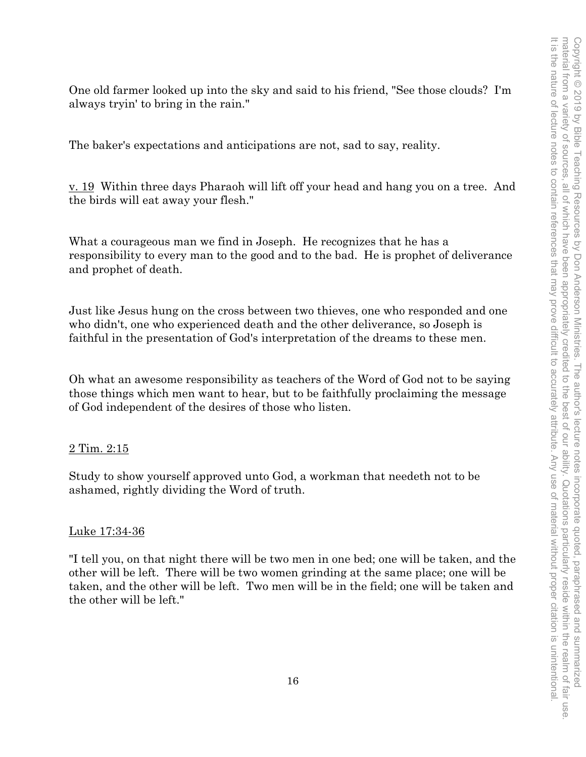One old farmer looked up into the sky and said to his friend, "See those clouds? I'm always tryin' to bring in the rain."

The baker's expectations and anticipations are not, sad to say, reality.

v. 19 Within three days Pharaoh will lift off your head and hang you on a tree. And the birds will eat away your flesh."

What a courageous man we find in Joseph. He recognizes that he has a responsibility to every man to the good and to the bad. He is prophet of deliverance and prophet of death.

Just like Jesus hung on the cross between two thieves, one who responded and one who didn't, one who experienced death and the other deliverance, so Joseph is faithful in the presentation of God's interpretation of the dreams to these men.

Oh what an awesome responsibility as teachers of the Word of God not to be saying those things which men want to hear, but to be faithfully proclaiming the message of God independent of the desires of those who listen.

2 Tim. 2:15

Study to show yourself approved unto God, a workman that needeth not to be ashamed, rightly dividing the Word of truth.

Luke 17:34-36

"I tell you, on that night there will be two men in one bed; one will be taken, and the other will be left. There will be two women grinding at the same place; one will be taken, and the other will be left. Two men will be in the field; one will be taken and the other will be left."

Copyright © 2019 by Bible Teaching Resources by Don Anderson Ministries. The author's lecture notes incorporate quoted, paraphrased and summarized material from a variety of sources, all of which have been appropriately credited to the best of our ability. Quotations particularly reside within the realm of fair use. It is the nature of lecture notes to contain references that may prove difficult to accurately attribute. Any use of material without proper citation is unintentional.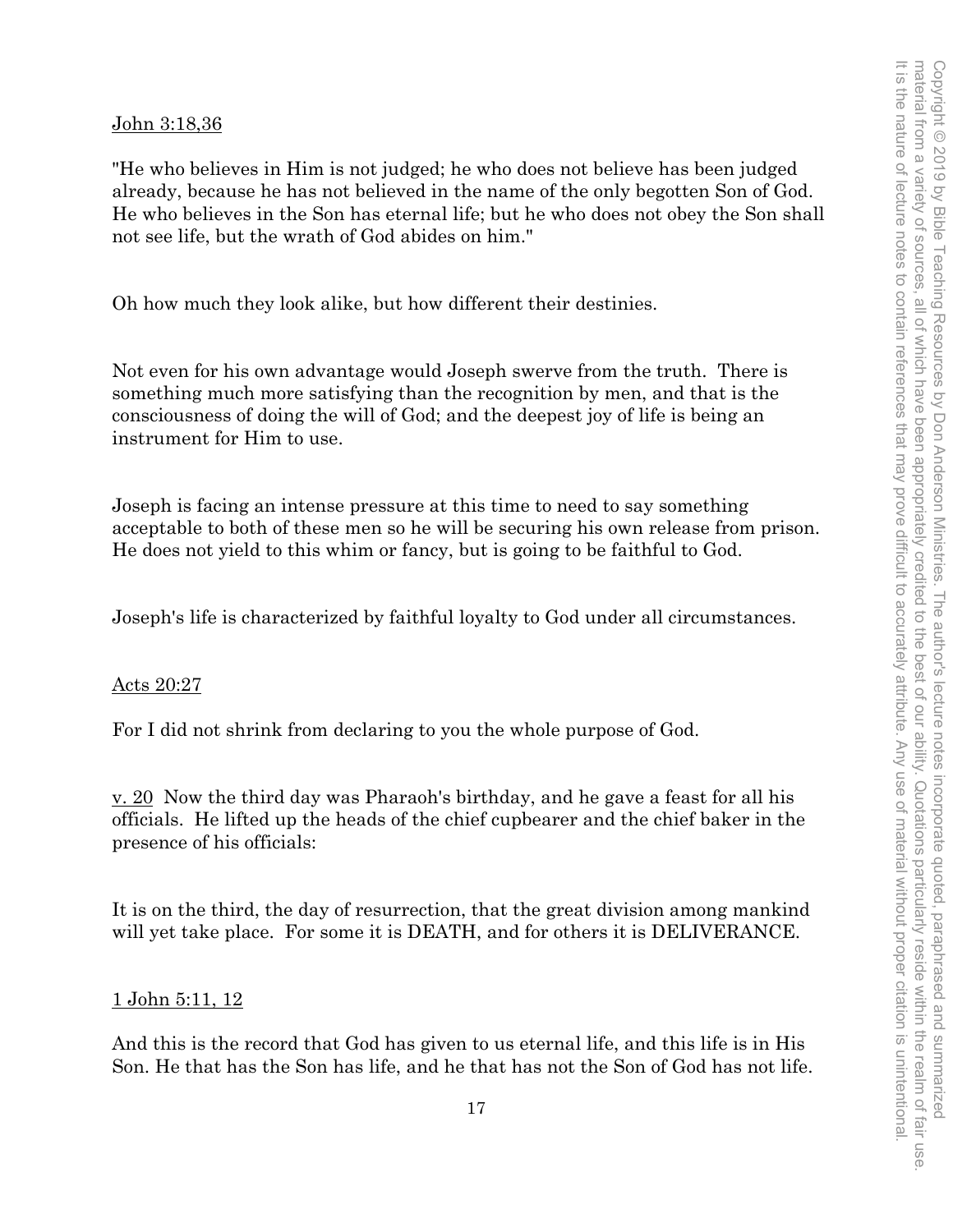John 3:18,36

"He who believes in Him is not judged; he who does not believe has been judged already, because he has not believed in the name of the only begotten Son of God. He who believes in the Son has eternal life; but he who does not obey the Son shall not see life, but the wrath of God abides on him."

Oh how much they look alike, but how different their destinies.

Not even for his own advantage would Joseph swerve from the truth. There is something much more satisfying than the recognition by men, and that is the consciousness of doing the will of God; and the deepest joy of life is being an instrument for Him to use.

Joseph is facing an intense pressure at this time to need to say something acceptable to both of these men so he will be securing his own release from prison. He does not yield to this whim or fancy, but is going to be faithful to God.

Joseph's life is characterized by faithful loyalty to God under all circumstances.

Acts 20:27

For I did not shrink from declaring to you the whole purpose of God.

v. 20 Now the third day was Pharaoh's birthday, and he gave a feast for all his officials. He lifted up the heads of the chief cupbearer and the chief baker in the presence of his officials:

It is on the third, the day of resurrection, that the great division among mankind will yet take place. For some it is DEATH, and for others it is DELIVERANCE.

1 John 5:11, 12

And this is the record that God has given to us eternal life, and this life is in His Son. He that has the Son has life, and he that has not the Son of God has not life.

Copyright © 2019 by Bible Teaching Resources by Don Anderson Ministries. The author's lecture notes incorporate quoted, paraphrased and summarized material from a variety of sources, all of which have been appropriately credited to the best of our ability. Quotations particularly reside within the realm of fair use. It is the nature of lecture notes to contain references that may prove difficult to accurately attribute. Any use of material without proper citation is unintentional.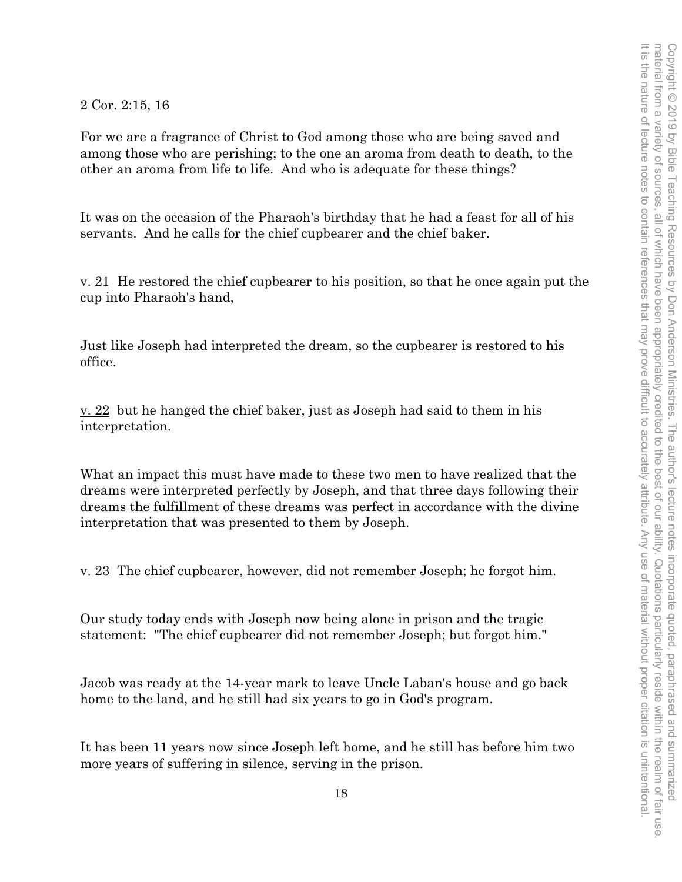2 Cor. 2:15, 16

For we are a fragrance of Christ to God among those who are being saved and among those who are perishing; to the one an aroma from death to death, to the other an aroma from life to life. And who is adequate for these things?

It was on the occasion of the Pharaoh's birthday that he had a feast for all of his servants. And he calls for the chief cupbearer and the chief baker.

v. 21 He restored the chief cupbearer to his position, so that he once again put the cup into Pharaoh's hand,

Just like Joseph had interpreted the dream, so the cupbearer is restored to his office.

v. 22 but he hanged the chief baker, just as Joseph had said to them in his interpretation.

What an impact this must have made to these two men to have realized that the dreams were interpreted perfectly by Joseph, and that three days following their dreams the fulfillment of these dreams was perfect in accordance with the divine interpretation that was presented to them by Joseph.

v. 23 The chief cupbearer, however, did not remember Joseph; he forgot him.

Our study today ends with Joseph now being alone in prison and the tragic statement: "The chief cupbearer did not remember Joseph; but forgot him."

Jacob was ready at the 14-year mark to leave Uncle Laban's house and go back home to the land, and he still had six years to go in God's program.

It has been 11 years now since Joseph left home, and he still has before him two more years of suffering in silence, serving in the prison.

Copyright © 2019 by Bible Teaching Resources by Don Anderson Ministries. The author's lecture notes incorporate quoted, paraphrased and summarized material from a variety of sources, all of which have been appropriately credited to the best of our ability. Quotations particularly reside within the realm of fair use. It is the nature of lecture notes to contain references that may prove difficult to accurately attribute. Any use of material without proper citation is unintentional.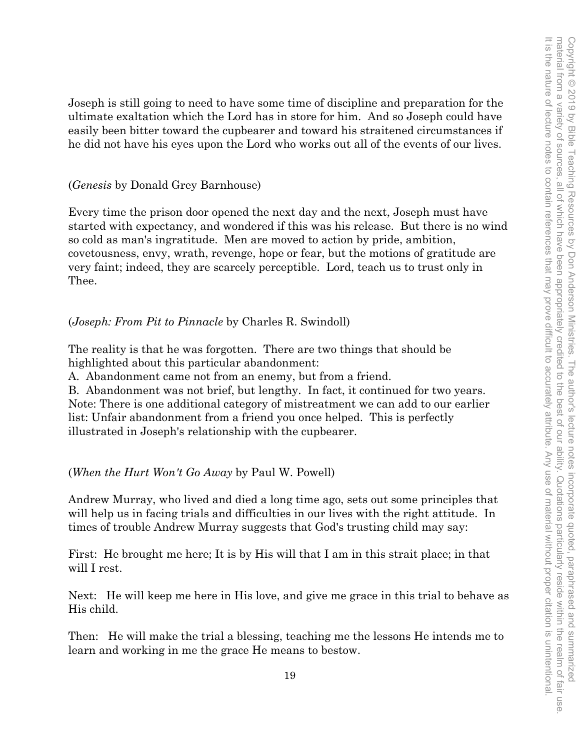Joseph is still going to need to have some time of discipline and preparation for the ultimate exaltation which the Lord has in store for him. And so Joseph could have easily been bitter toward the cupbearer and toward his straitened circumstances if he did not have his eyes upon the Lord who works out all of the events of our lives.

(*Genesis* by Donald Grey Barnhouse)

Every time the prison door opened the next day and the next, Joseph must have started with expectancy, and wondered if this was his release. But there is no wind so cold as man's ingratitude. Men are moved to action by pride, ambition, covetousness, envy, wrath, revenge, hope or fear, but the motions of gratitude are very faint; indeed, they are scarcely perceptible. Lord, teach us to trust only in Thee.

(*Joseph: From Pit to Pinnacle* by Charles R. Swindoll)

The reality is that he was forgotten. There are two things that should be highlighted about this particular abandonment:
A. Abandonment came not from an enemy, but from a friend.
B. Abandonment was not brief, but lengthy. In fact, it continued for two years.
Note: There is one additional category of mistreatment we can add to our earlier list: Unfair abandonment from a friend you once helped. This is perfectly illustrated in Joseph's relationship with the cupbearer.

(*When the Hurt Won't Go Away* by Paul W. Powell)

Andrew Murray, who lived and died a long time ago, sets out some principles that will help us in facing trials and difficulties in our lives with the right attitude. In times of trouble Andrew Murray suggests that God's trusting child may say:

First: He brought me here; It is by His will that I am in this strait place; in that will I rest.

Next: He will keep me here in His love, and give me grace in this trial to behave as His child.

Then: He will make the trial a blessing, teaching me the lessons He intends me to learn and working in me the grace He means to bestow.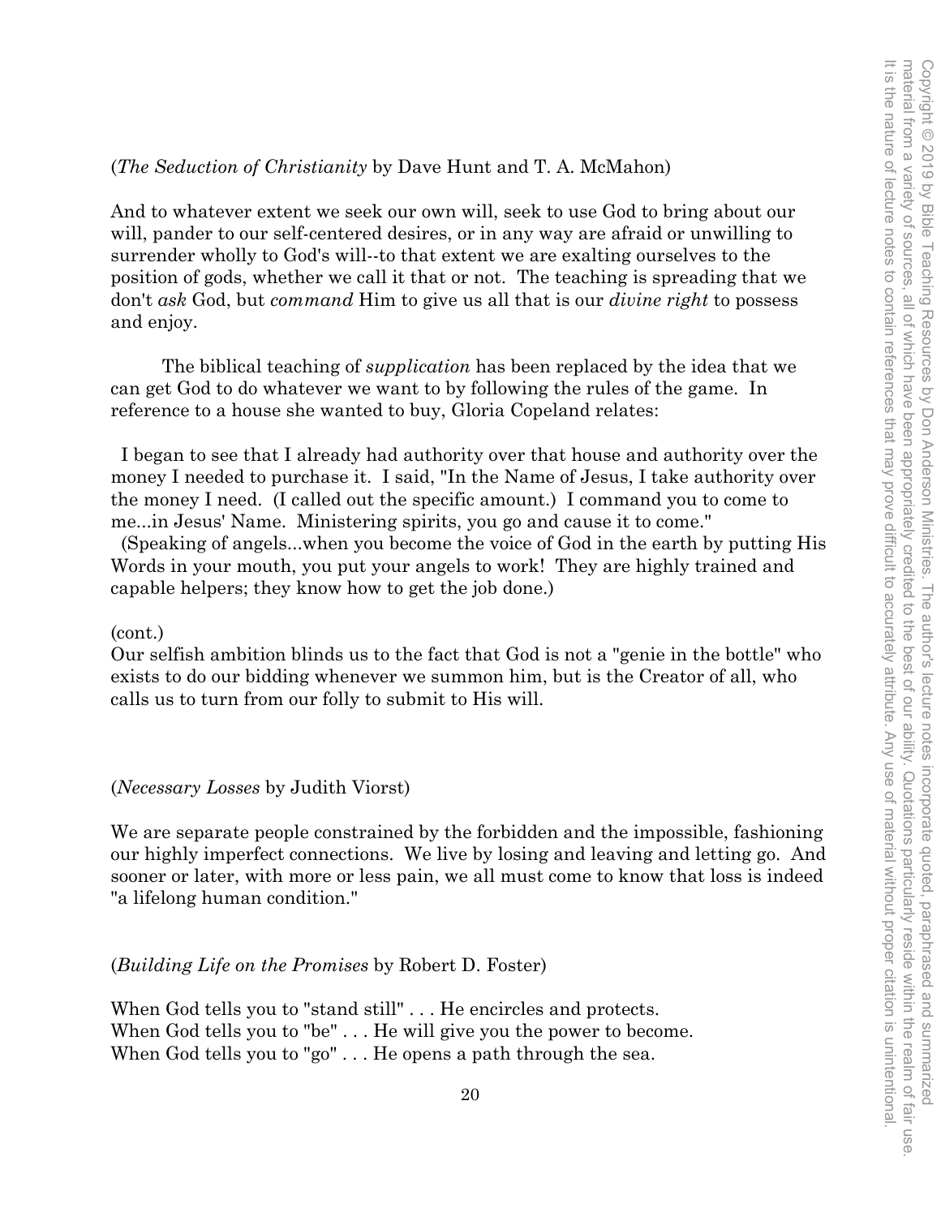(*The Seduction of Christianity* by Dave Hunt and T. A. McMahon)

And to whatever extent we seek our own will, seek to use God to bring about our will, pander to our self-centered desires, or in any way are afraid or unwilling to surrender wholly to God's will--to that extent we are exalting ourselves to the position of gods, whether we call it that or not. The teaching is spreading that we don't *ask* God, but *command* Him to give us all that is our *divine right* to possess and enjoy.

The biblical teaching of *supplication* has been replaced by the idea that we can get God to do whatever we want to by following the rules of the game. In reference to a house she wanted to buy, Gloria Copeland relates:

I began to see that I already had authority over that house and authority over the money I needed to purchase it. I said, "In the Name of Jesus, I take authority over the money I need. (I called out the specific amount.) I command you to come to me...in Jesus' Name. Ministering spirits, you go and cause it to come."
(Speaking of angels...when you become the voice of God in the earth by putting His Words in your mouth, you put your angels to work! They are highly trained and capable helpers; they know how to get the job done.)

(cont.)
Our selfish ambition blinds us to the fact that God is not a "genie in the bottle" who exists to do our bidding whenever we summon him, but is the Creator of all, who calls us to turn from our folly to submit to His will.

(*Necessary Losses* by Judith Viorst)

We are separate people constrained by the forbidden and the impossible, fashioning our highly imperfect connections. We live by losing and leaving and letting go. And sooner or later, with more or less pain, we all must come to know that loss is indeed "a lifelong human condition."

(*Building Life on the Promises* by Robert D. Foster)

When God tells you to "stand still" . . . He encircles and protects.
When God tells you to "be" . . . He will give you the power to become.
When God tells you to "go" . . . He opens a path through the sea.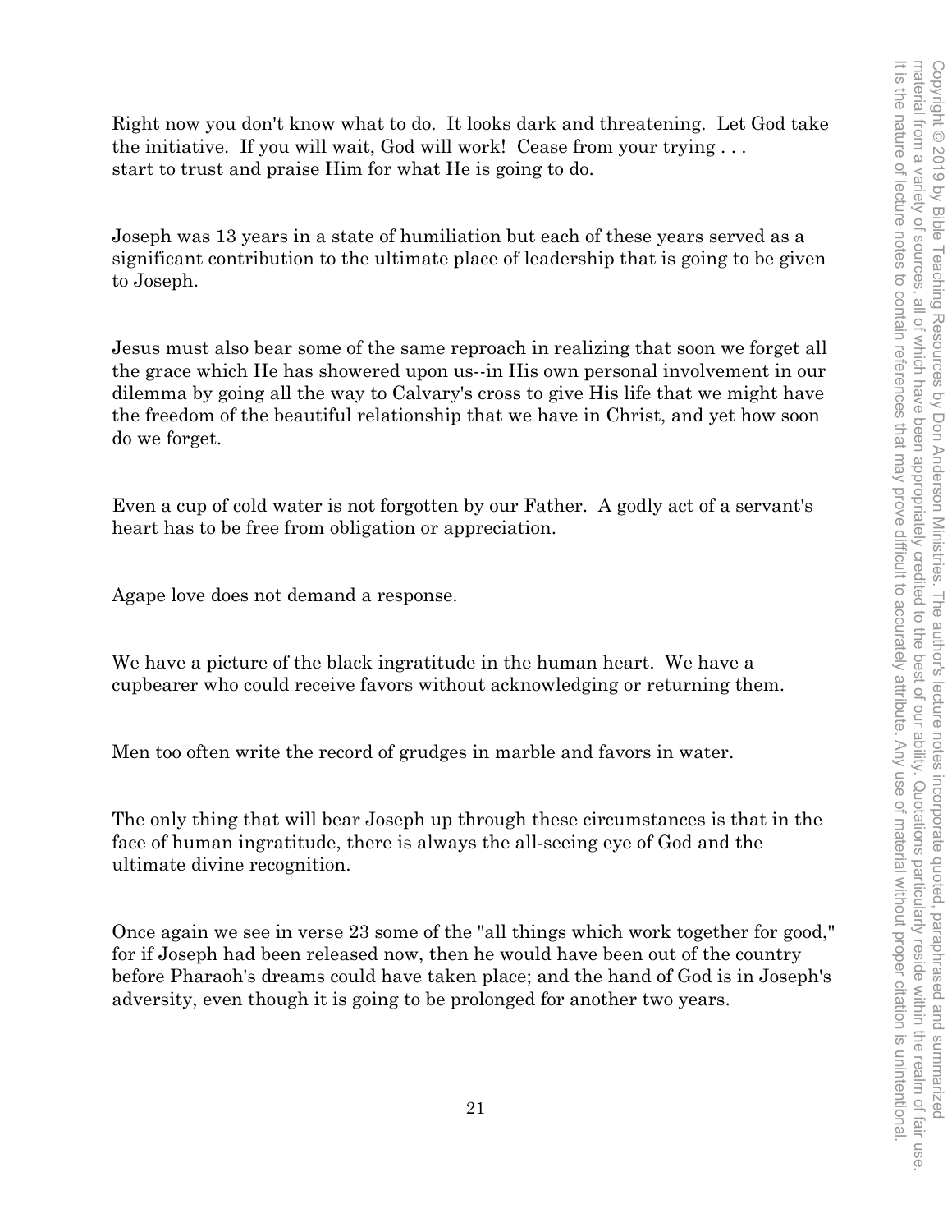Right now you don't know what to do. It looks dark and threatening. Let God take the initiative. If you will wait, God will work! Cease from your trying . . . start to trust and praise Him for what He is going to do.

Joseph was 13 years in a state of humiliation but each of these years served as a significant contribution to the ultimate place of leadership that is going to be given to Joseph.

Jesus must also bear some of the same reproach in realizing that soon we forget all the grace which He has showered upon us--in His own personal involvement in our dilemma by going all the way to Calvary's cross to give His life that we might have the freedom of the beautiful relationship that we have in Christ, and yet how soon do we forget.

Even a cup of cold water is not forgotten by our Father. A godly act of a servant's heart has to be free from obligation or appreciation.

Agape love does not demand a response.

We have a picture of the black ingratitude in the human heart. We have a cupbearer who could receive favors without acknowledging or returning them.

Men too often write the record of grudges in marble and favors in water.

The only thing that will bear Joseph up through these circumstances is that in the face of human ingratitude, there is always the all-seeing eye of God and the ultimate divine recognition.

Once again we see in verse 23 some of the "all things which work together for good," for if Joseph had been released now, then he would have been out of the country before Pharaoh's dreams could have taken place; and the hand of God is in Joseph's adversity, even though it is going to be prolonged for another two years.

Copyright © 2019 by Bible Teaching Resources by Don Anderson Ministries. The author's lecture notes incorporate quoted, paraphrased and summarized material from a variety of sources, all of which have been appropriately credited to the best of our ability. Quotations particularly reside within the realm of fair use. It is the nature of lecture notes to contain references that may prove difficult to accurately attribute. Any use of material without proper citation is unintentional.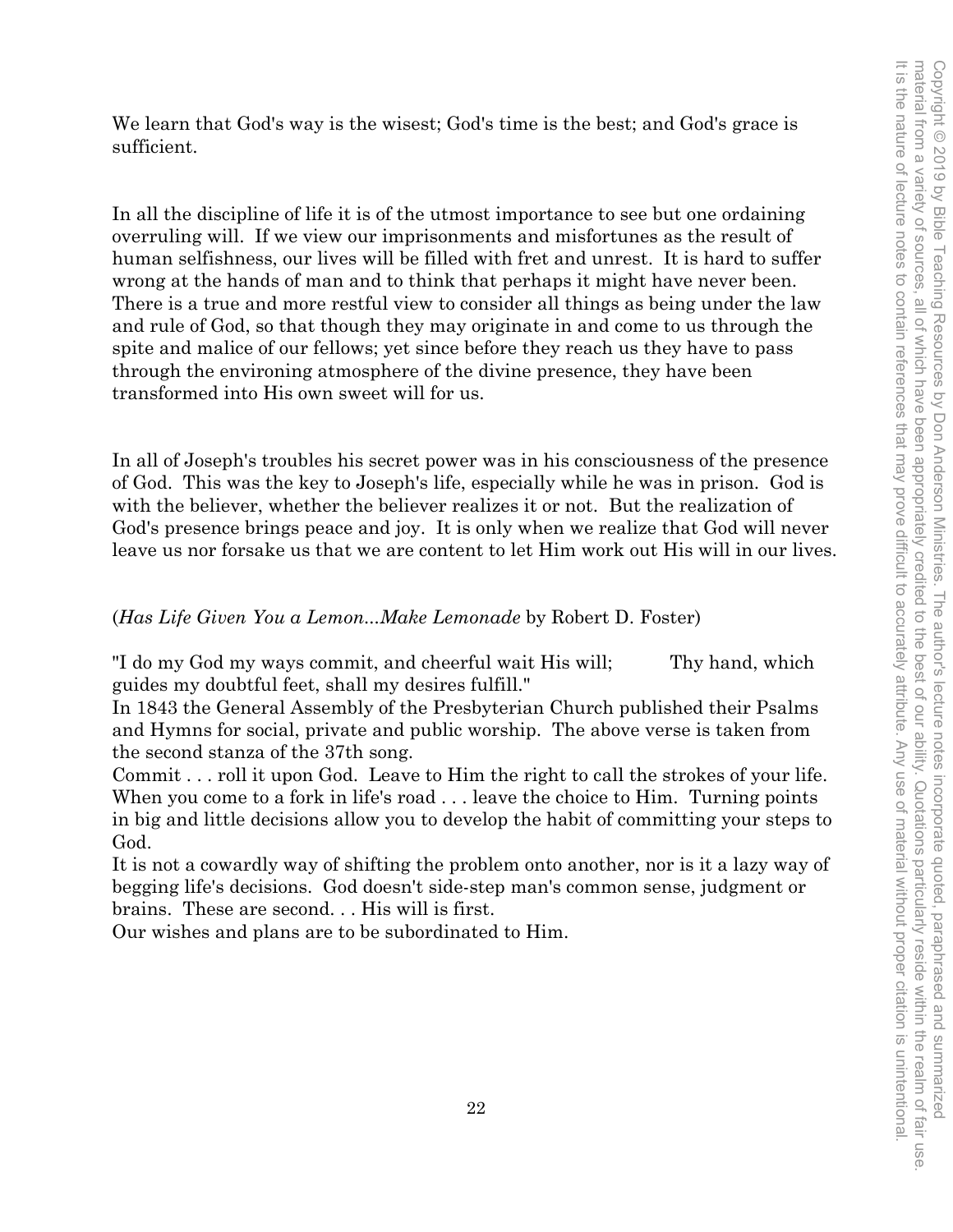We learn that God's way is the wisest; God's time is the best; and God's grace is sufficient.

In all the discipline of life it is of the utmost importance to see but one ordaining overruling will. If we view our imprisonments and misfortunes as the result of human selfishness, our lives will be filled with fret and unrest. It is hard to suffer wrong at the hands of man and to think that perhaps it might have never been. There is a true and more restful view to consider all things as being under the law and rule of God, so that though they may originate in and come to us through the spite and malice of our fellows; yet since before they reach us they have to pass through the environing atmosphere of the divine presence, they have been transformed into His own sweet will for us.

In all of Joseph's troubles his secret power was in his consciousness of the presence of God. This was the key to Joseph's life, especially while he was in prison. God is with the believer, whether the believer realizes it or not. But the realization of God's presence brings peace and joy. It is only when we realize that God will never leave us nor forsake us that we are content to let Him work out His will in our lives.

(*Has Life Given You a Lemon...Make Lemonade* by Robert D. Foster)

"I do my God my ways commit, and cheerful wait His will; Thy hand, which guides my doubtful feet, shall my desires fulfill."

In 1843 the General Assembly of the Presbyterian Church published their Psalms and Hymns for social, private and public worship. The above verse is taken from the second stanza of the 37th song.

Commit . . . roll it upon God. Leave to Him the right to call the strokes of your life. When you come to a fork in life's road . . . leave the choice to Him. Turning points in big and little decisions allow you to develop the habit of committing your steps to God.

It is not a cowardly way of shifting the problem onto another, nor is it a lazy way of begging life's decisions. God doesn't side-step man's common sense, judgment or brains. These are second. . . His will is first.

Our wishes and plans are to be subordinated to Him.

Copyright © 2019 by Bible Teaching Resources by Don Anderson Ministries. The author's lecture notes incorporate quoted, paraphrased and summarized material from a variety of sources, all of which have been appropriately credited to the best of our ability. Quotations particularly reside within the realm of fair use. It is the nature of lecture notes to contain references that may prove difficult to accurately attribute. Any use of material without proper citation is unintentional.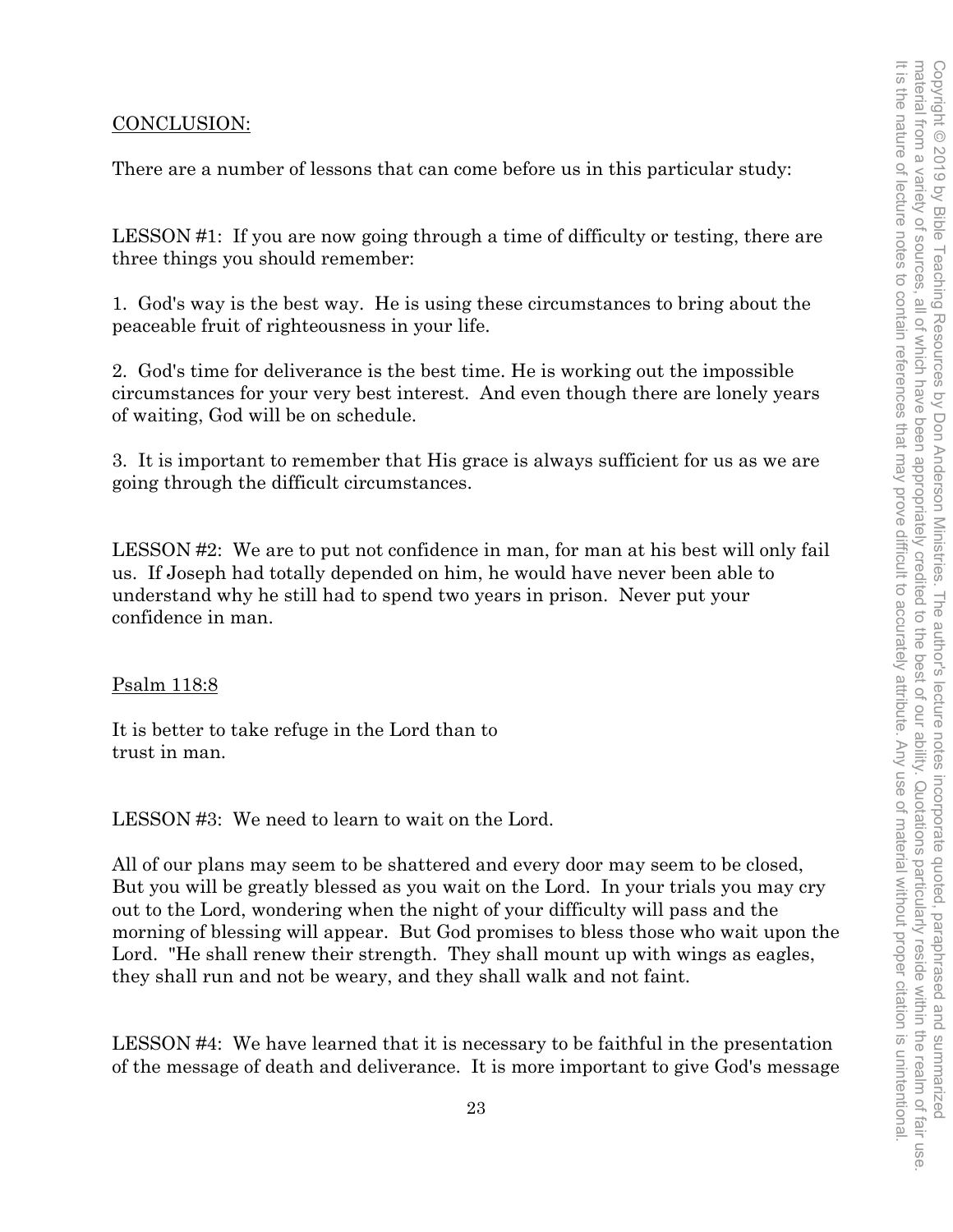CONCLUSION:

There are a number of lessons that can come before us in this particular study:

LESSON #1: If you are now going through a time of difficulty or testing, there are three things you should remember:

1. God's way is the best way. He is using these circumstances to bring about the peaceable fruit of righteousness in your life.

2. God's time for deliverance is the best time. He is working out the impossible circumstances for your very best interest. And even though there are lonely years of waiting, God will be on schedule.

3. It is important to remember that His grace is always sufficient for us as we are going through the difficult circumstances.

LESSON #2: We are to put not confidence in man, for man at his best will only fail us. If Joseph had totally depended on him, he would have never been able to understand why he still had to spend two years in prison. Never put your confidence in man.

Psalm 118:8

It is better to take refuge in the Lord than to
trust in man.

LESSON #3: We need to learn to wait on the Lord.

All of our plans may seem to be shattered and every door may seem to be closed, But you will be greatly blessed as you wait on the Lord. In your trials you may cry out to the Lord, wondering when the night of your difficulty will pass and the morning of blessing will appear. But God promises to bless those who wait upon the Lord. "He shall renew their strength. They shall mount up with wings as eagles, they shall run and not be weary, and they shall walk and not faint.

LESSON #4: We have learned that it is necessary to be faithful in the presentation of the message of death and deliverance. It is more important to give God's message

Copyright © 2019 by Bible Teaching Resources by Don Anderson Ministries. The author's lecture notes incorporate quoted, paraphrased and summarized material from a variety of sources, all of which have been appropriately credited to the best of our ability. Quotations particularly reside within the realm of fair use. It is the nature of lecture notes to contain references that may prove difficult to accurately attribute. Any use of material without proper citation is unintentional.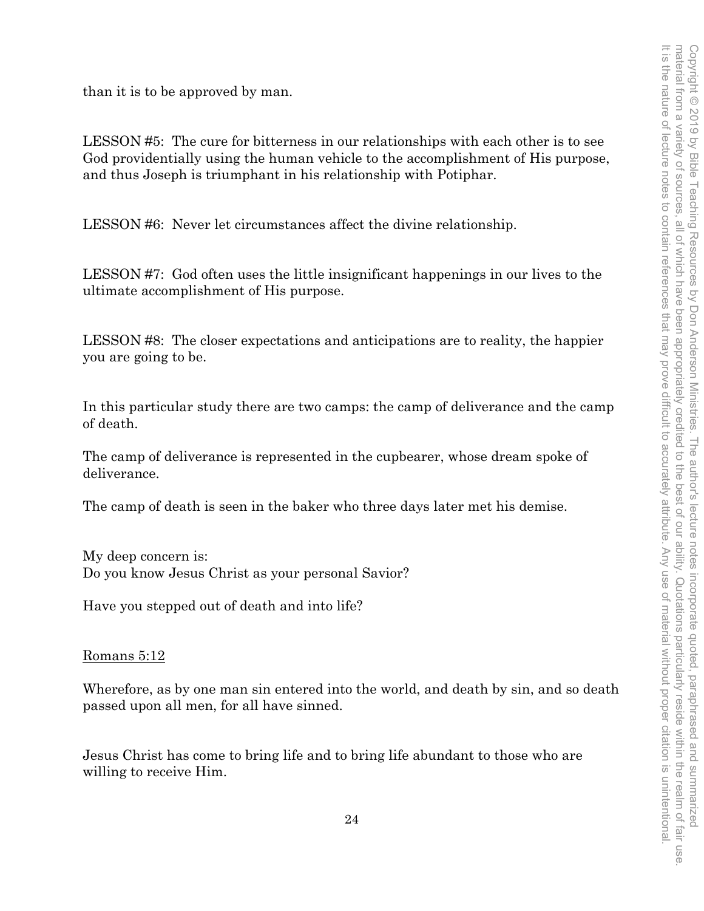than it is to be approved by man.

LESSON #5: The cure for bitterness in our relationships with each other is to see God providentially using the human vehicle to the accomplishment of His purpose, and thus Joseph is triumphant in his relationship with Potiphar.

LESSON #6: Never let circumstances affect the divine relationship.

LESSON #7: God often uses the little insignificant happenings in our lives to the ultimate accomplishment of His purpose.

LESSON #8: The closer expectations and anticipations are to reality, the happier you are going to be.

In this particular study there are two camps: the camp of deliverance and the camp of death.

The camp of deliverance is represented in the cupbearer, whose dream spoke of deliverance.

The camp of death is seen in the baker who three days later met his demise.

My deep concern is:
Do you know Jesus Christ as your personal Savior?

Have you stepped out of death and into life?

<u>Romans 5:12</u>

Wherefore, as by one man sin entered into the world, and death by sin, and so death passed upon all men, for all have sinned.

Jesus Christ has come to bring life and to bring life abundant to those who are willing to receive Him.

Copyright © 2019 by Bible Teaching Resources by Don Anderson Ministries. The author's lecture notes incorporate quoted, paraphrased and summarized material from a variety of sources, all of which have been appropriately credited to the best of our ability. Quotations particularly reside within the realm of fair use. It is the nature of lecture notes to contain references that may prove difficult to accurately attribute. Any use of material without proper citation is unintentional.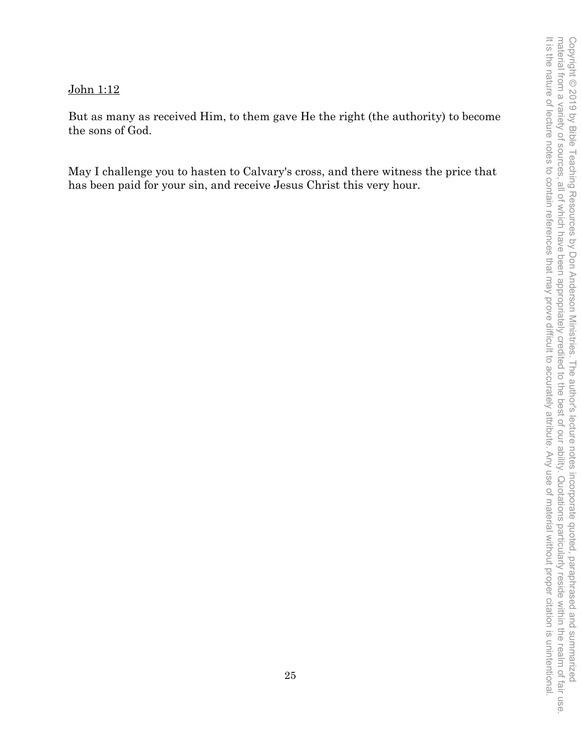John 1:12

But as many as received Him, to them gave He the right (the authority) to become the sons of God.

May I challenge you to hasten to Calvary's cross, and there witness the price that has been paid for your sin, and receive Jesus Christ this very hour.